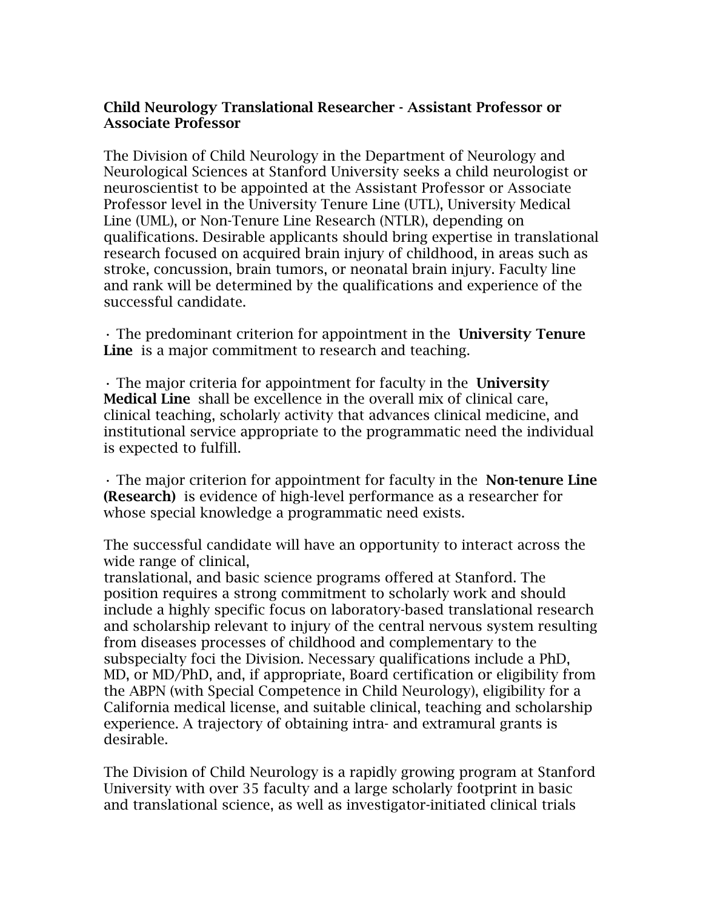**Child Neurology Translational Researcher - Assistant Professor or Associate Professor**

The Division of Child Neurology in the Department of Neurology and Neurological Sciences at Stanford University seeks a child neurologist or neuroscientist to be appointed at the Assistant Professor or Associate Professor level in the University Tenure Line (UTL), University Medical Line (UML), or Non-Tenure Line Research (NTLR), depending on qualifications. Desirable applicants should bring expertise in translational research focused on acquired brain injury of childhood, in areas such as stroke, concussion, brain tumors, or neonatal brain injury. Faculty line and rank will be determined by the qualifications and experience of the successful candidate.

· The predominant criterion for appointment in the **University Tenure Line** is a major commitment to research and teaching.

· The major criteria for appointment for faculty in the **University Medical Line** shall be excellence in the overall mix of clinical care, clinical teaching, scholarly activity that advances clinical medicine, and institutional service appropriate to the programmatic need the individual is expected to fulfill.

· The major criterion for appointment for faculty in the **Non-tenure Line (Research)** is evidence of high-level performance as a researcher for whose special knowledge a programmatic need exists.

The successful candidate will have an opportunity to interact across the wide range of clinical,
translational, and basic science programs offered at Stanford. The position requires a strong commitment to scholarly work and should include a highly specific focus on laboratory-based translational research and scholarship relevant to injury of the central nervous system resulting from diseases processes of childhood and complementary to the subspecialty foci the Division. Necessary qualifications include a PhD, MD, or MD/PhD, and, if appropriate, Board certification or eligibility from the ABPN (with Special Competence in Child Neurology), eligibility for a California medical license, and suitable clinical, teaching and scholarship experience. A trajectory of obtaining intra- and extramural grants is desirable.

The Division of Child Neurology is a rapidly growing program at Stanford University with over 35 faculty and a large scholarly footprint in basic and translational science, as well as investigator-initiated clinical trials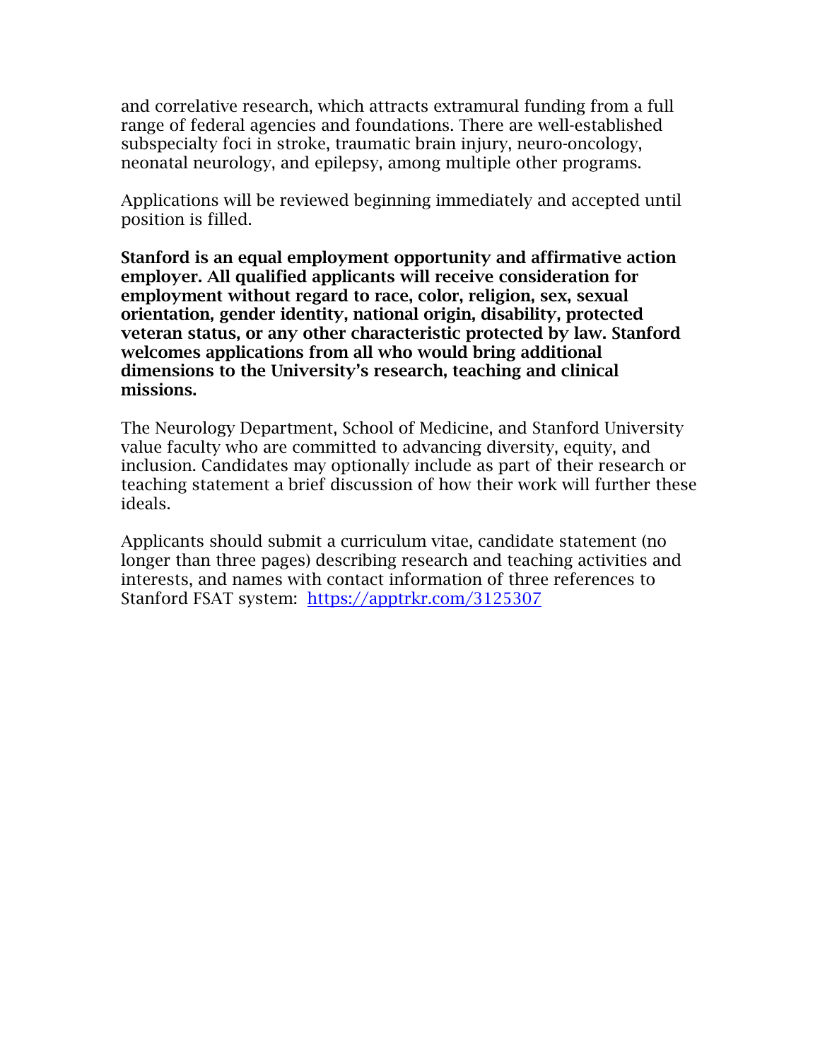and correlative research, which attracts extramural funding from a full range of federal agencies and foundations. There are well-established subspecialty foci in stroke, traumatic brain injury, neuro-oncology, neonatal neurology, and epilepsy, among multiple other programs.

Applications will be reviewed beginning immediately and accepted until position is filled.

**Stanford is an equal employment opportunity and affirmative action employer. All qualified applicants will receive consideration for employment without regard to race, color, religion, sex, sexual orientation, gender identity, national origin, disability, protected veteran status, or any other characteristic protected by law. Stanford welcomes applications from all who would bring additional dimensions to the University's research, teaching and clinical missions.**

The Neurology Department, School of Medicine, and Stanford University value faculty who are committed to advancing diversity, equity, and inclusion. Candidates may optionally include as part of their research or teaching statement a brief discussion of how their work will further these ideals.

Applicants should submit a curriculum vitae, candidate statement (no longer than three pages) describing research and teaching activities and interests, and names with contact information of three references to Stanford FSAT system: [https://apptrkr.com/3125307](https://apptrkr.com/3125307)